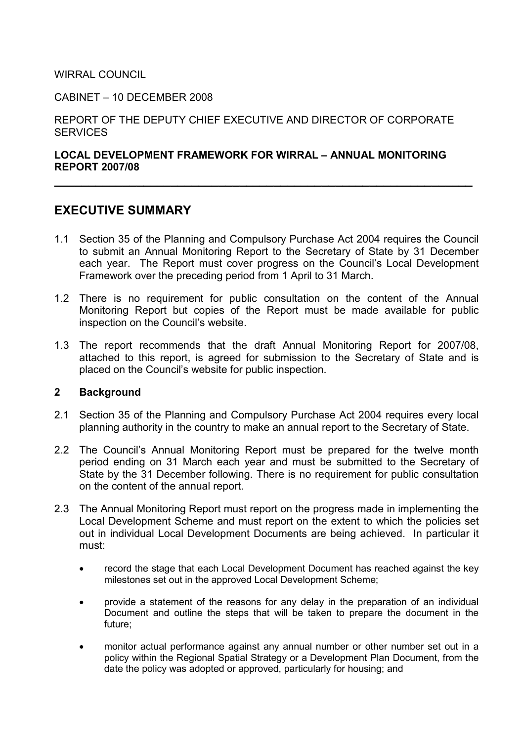WIRRAL COUNCIL

CABINET – 10 DECEMBER 2008

REPORT OF THE DEPUTY CHIEF EXECUTIVE AND DIRECTOR OF CORPORATE SERVICES

**LOCAL DEVELOPMENT FRAMEWORK FOR WIRRAL – ANNUAL MONITORING REPORT 2007/08**

---

## EXECUTIVE SUMMARY

1.1 Section 35 of the Planning and Compulsory Purchase Act 2004 requires the Council to submit an Annual Monitoring Report to the Secretary of State by 31 December each year. The Report must cover progress on the Council's Local Development Framework over the preceding period from 1 April to 31 March.

1.2 There is no requirement for public consultation on the content of the Annual Monitoring Report but copies of the Report must be made available for public inspection on the Council's website.

1.3 The report recommends that the draft Annual Monitoring Report for 2007/08, attached to this report, is agreed for submission to the Secretary of State and is placed on the Council's website for public inspection.

### 2 Background

2.1 Section 35 of the Planning and Compulsory Purchase Act 2004 requires every local planning authority in the country to make an annual report to the Secretary of State.

2.2 The Council's Annual Monitoring Report must be prepared for the twelve month period ending on 31 March each year and must be submitted to the Secretary of State by the 31 December following. There is no requirement for public consultation on the content of the annual report.

2.3 The Annual Monitoring Report must report on the progress made in implementing the Local Development Scheme and must report on the extent to which the policies set out in individual Local Development Documents are being achieved. In particular it must:

- record the stage that each Local Development Document has reached against the key milestones set out in the approved Local Development Scheme;
- provide a statement of the reasons for any delay in the preparation of an individual Document and outline the steps that will be taken to prepare the document in the future;
- monitor actual performance against any annual number or other number set out in a policy within the Regional Spatial Strategy or a Development Plan Document, from the date the policy was adopted or approved, particularly for housing; and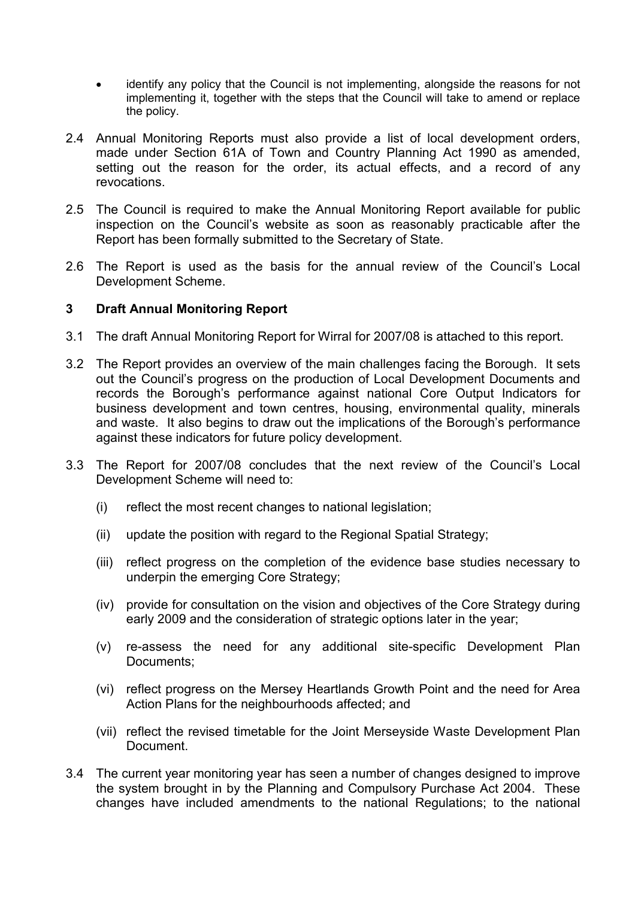- identify any policy that the Council is not implementing, alongside the reasons for not implementing it, together with the steps that the Council will take to amend or replace the policy.

2.4 Annual Monitoring Reports must also provide a list of local development orders, made under Section 61A of Town and Country Planning Act 1990 as amended, setting out the reason for the order, its actual effects, and a record of any revocations.

2.5 The Council is required to make the Annual Monitoring Report available for public inspection on the Council's website as soon as reasonably practicable after the Report has been formally submitted to the Secretary of State.

2.6 The Report is used as the basis for the annual review of the Council's Local Development Scheme.

## 3 Draft Annual Monitoring Report

3.1 The draft Annual Monitoring Report for Wirral for 2007/08 is attached to this report.

3.2 The Report provides an overview of the main challenges facing the Borough. It sets out the Council's progress on the production of Local Development Documents and records the Borough's performance against national Core Output Indicators for business development and town centres, housing, environmental quality, minerals and waste. It also begins to draw out the implications of the Borough's performance against these indicators for future policy development.

3.3 The Report for 2007/08 concludes that the next review of the Council's Local Development Scheme will need to:

(i) reflect the most recent changes to national legislation;

(ii) update the position with regard to the Regional Spatial Strategy;

(iii) reflect progress on the completion of the evidence base studies necessary to underpin the emerging Core Strategy;

(iv) provide for consultation on the vision and objectives of the Core Strategy during early 2009 and the consideration of strategic options later in the year;

(v) re-assess the need for any additional site-specific Development Plan Documents;

(vi) reflect progress on the Mersey Heartlands Growth Point and the need for Area Action Plans for the neighbourhoods affected; and

(vii) reflect the revised timetable for the Joint Merseyside Waste Development Plan Document.

3.4 The current year monitoring year has seen a number of changes designed to improve the system brought in by the Planning and Compulsory Purchase Act 2004. These changes have included amendments to the national Regulations; to the national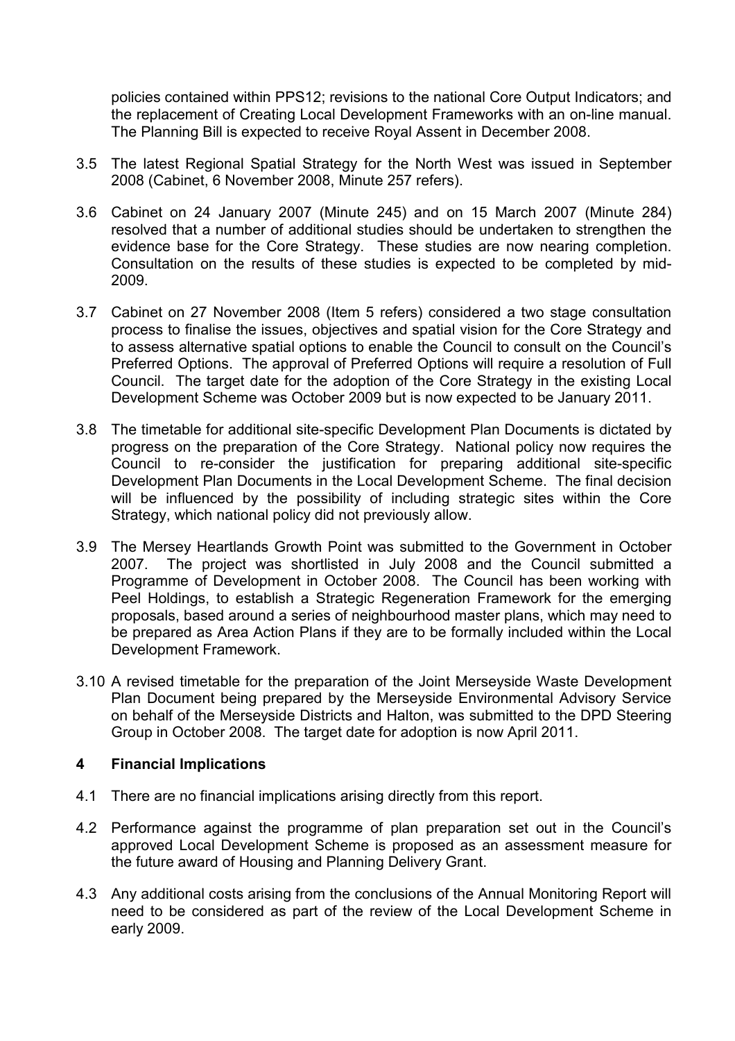policies contained within PPS12; revisions to the national Core Output Indicators; and the replacement of Creating Local Development Frameworks with an on-line manual. The Planning Bill is expected to receive Royal Assent in December 2008.

3.5 The latest Regional Spatial Strategy for the North West was issued in September 2008 (Cabinet, 6 November 2008, Minute 257 refers).

3.6 Cabinet on 24 January 2007 (Minute 245) and on 15 March 2007 (Minute 284) resolved that a number of additional studies should be undertaken to strengthen the evidence base for the Core Strategy. These studies are now nearing completion. Consultation on the results of these studies is expected to be completed by mid-2009.

3.7 Cabinet on 27 November 2008 (Item 5 refers) considered a two stage consultation process to finalise the issues, objectives and spatial vision for the Core Strategy and to assess alternative spatial options to enable the Council to consult on the Council's Preferred Options. The approval of Preferred Options will require a resolution of Full Council. The target date for the adoption of the Core Strategy in the existing Local Development Scheme was October 2009 but is now expected to be January 2011.

3.8 The timetable for additional site-specific Development Plan Documents is dictated by progress on the preparation of the Core Strategy. National policy now requires the Council to re-consider the justification for preparing additional site-specific Development Plan Documents in the Local Development Scheme. The final decision will be influenced by the possibility of including strategic sites within the Core Strategy, which national policy did not previously allow.

3.9 The Mersey Heartlands Growth Point was submitted to the Government in October 2007. The project was shortlisted in July 2008 and the Council submitted a Programme of Development in October 2008. The Council has been working with Peel Holdings, to establish a Strategic Regeneration Framework for the emerging proposals, based around a series of neighbourhood master plans, which may need to be prepared as Area Action Plans if they are to be formally included within the Local Development Framework.

3.10 A revised timetable for the preparation of the Joint Merseyside Waste Development Plan Document being prepared by the Merseyside Environmental Advisory Service on behalf of the Merseyside Districts and Halton, was submitted to the DPD Steering Group in October 2008. The target date for adoption is now April 2011.

## 4 Financial Implications

4.1 There are no financial implications arising directly from this report.

4.2 Performance against the programme of plan preparation set out in the Council's approved Local Development Scheme is proposed as an assessment measure for the future award of Housing and Planning Delivery Grant.

4.3 Any additional costs arising from the conclusions of the Annual Monitoring Report will need to be considered as part of the review of the Local Development Scheme in early 2009.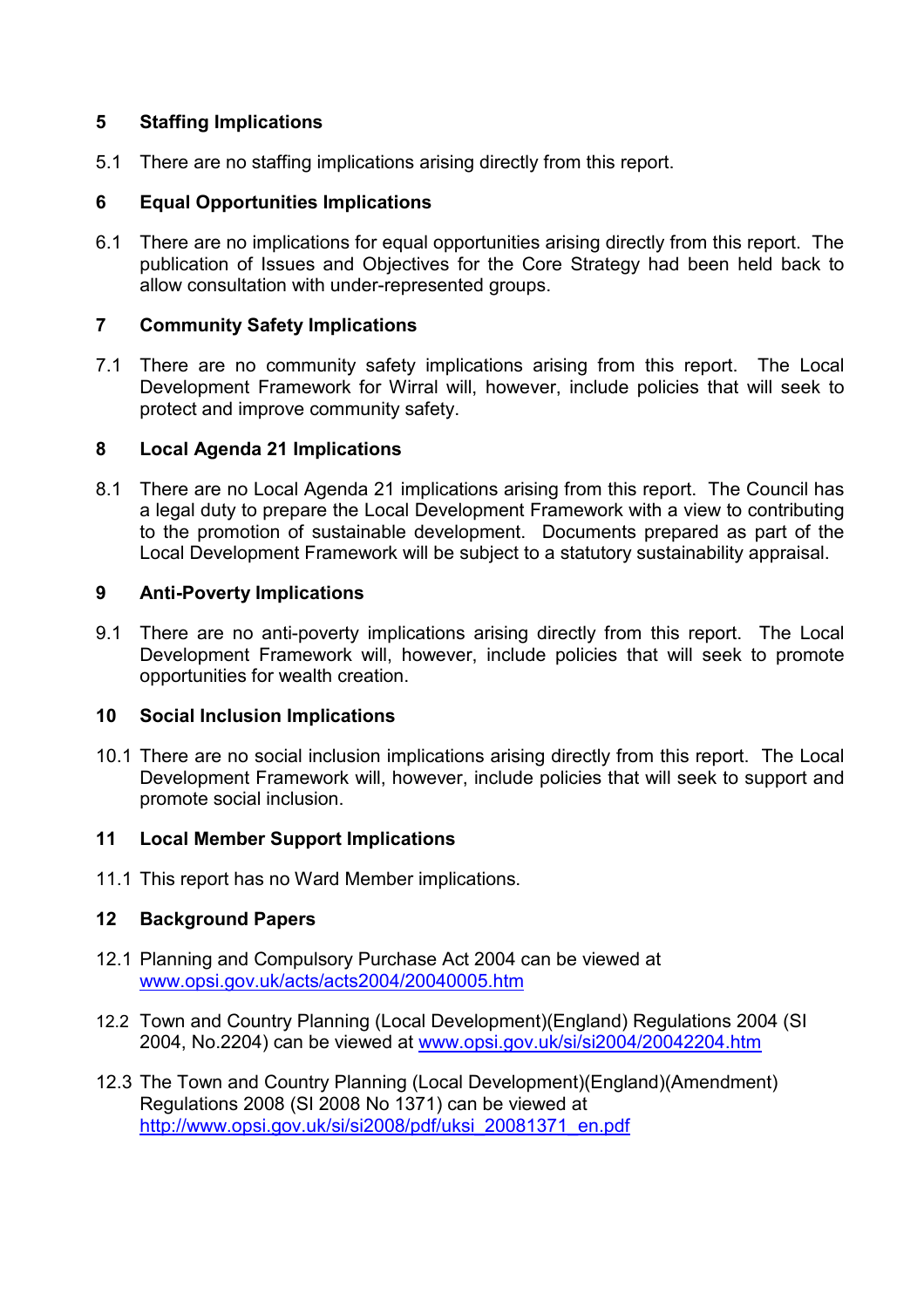## 5 Staffing Implications

5.1 There are no staffing implications arising directly from this report.

## 6 Equal Opportunities Implications

6.1 There are no implications for equal opportunities arising directly from this report. The publication of Issues and Objectives for the Core Strategy had been held back to allow consultation with under-represented groups.

## 7 Community Safety Implications

7.1 There are no community safety implications arising from this report. The Local Development Framework for Wirral will, however, include policies that will seek to protect and improve community safety.

## 8 Local Agenda 21 Implications

8.1 There are no Local Agenda 21 implications arising from this report. The Council has a legal duty to prepare the Local Development Framework with a view to contributing to the promotion of sustainable development. Documents prepared as part of the Local Development Framework will be subject to a statutory sustainability appraisal.

## 9 Anti-Poverty Implications

9.1 There are no anti-poverty implications arising directly from this report. The Local Development Framework will, however, include policies that will seek to promote opportunities for wealth creation.

## 10 Social Inclusion Implications

10.1 There are no social inclusion implications arising directly from this report. The Local Development Framework will, however, include policies that will seek to support and promote social inclusion.

## 11 Local Member Support Implications

11.1 This report has no Ward Member implications.

## 12 Background Papers

12.1 Planning and Compulsory Purchase Act 2004 can be viewed at [www.opsi.gov.uk/acts/acts2004/20040005.htm](www.opsi.gov.uk/acts/acts2004/20040005.htm)

12.2 Town and Country Planning (Local Development)(England) Regulations 2004 (SI 2004, No.2204) can be viewed at [www.opsi.gov.uk/si/si2004/20042204.htm](www.opsi.gov.uk/si/si2004/20042204.htm)

12.3 The Town and Country Planning (Local Development)(England)(Amendment) Regulations 2008 (SI 2008 No 1371) can be viewed at [http://www.opsi.gov.uk/si/si2008/pdf/uksi_20081371_en.pdf](http://www.opsi.gov.uk/si/si2008/pdf/uksi_20081371_en.pdf)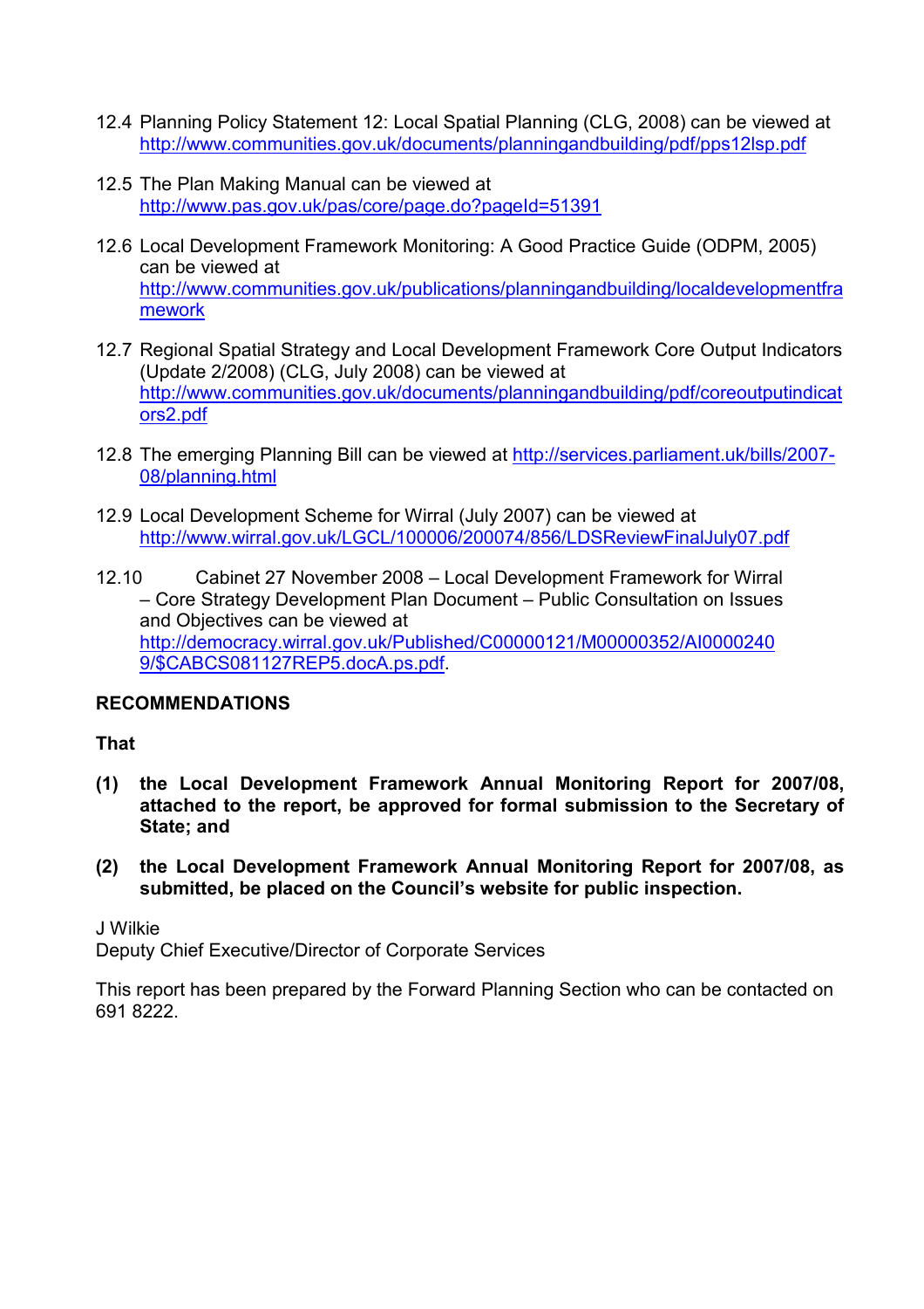12.4 Planning Policy Statement 12: Local Spatial Planning (CLG, 2008) can be viewed at http://www.communities.gov.uk/documents/planningandbuilding/pdf/pps12lsp.pdf

12.5 The Plan Making Manual can be viewed at http://www.pas.gov.uk/pas/core/page.do?pageId=51391

12.6 Local Development Framework Monitoring: A Good Practice Guide (ODPM, 2005) can be viewed at http://www.communities.gov.uk/publications/planningandbuilding/localdevelopmentframework

12.7 Regional Spatial Strategy and Local Development Framework Core Output Indicators (Update 2/2008) (CLG, July 2008) can be viewed at http://www.communities.gov.uk/documents/planningandbuilding/pdf/coreoutputindicators2.pdf

12.8 The emerging Planning Bill can be viewed at http://services.parliament.uk/bills/2007-08/planning.html

12.9 Local Development Scheme for Wirral (July 2007) can be viewed at http://www.wirral.gov.uk/LGCL/100006/200074/856/LDSReviewFinalJuly07.pdf

12.10 Cabinet 27 November 2008 – Local Development Framework for Wirral – Core Strategy Development Plan Document – Public Consultation on Issues and Objectives can be viewed at http://democracy.wirral.gov.uk/Published/C00000121/M00000352/AI00002409/$CABCS081127REP5.docA.ps.pdf.

**RECOMMENDATIONS**

**That**

**(1) the Local Development Framework Annual Monitoring Report for 2007/08, attached to the report, be approved for formal submission to the Secretary of State; and**

**(2) the Local Development Framework Annual Monitoring Report for 2007/08, as submitted, be placed on the Council's website for public inspection.**

J Wilkie
Deputy Chief Executive/Director of Corporate Services

This report has been prepared by the Forward Planning Section who can be contacted on 691 8222.